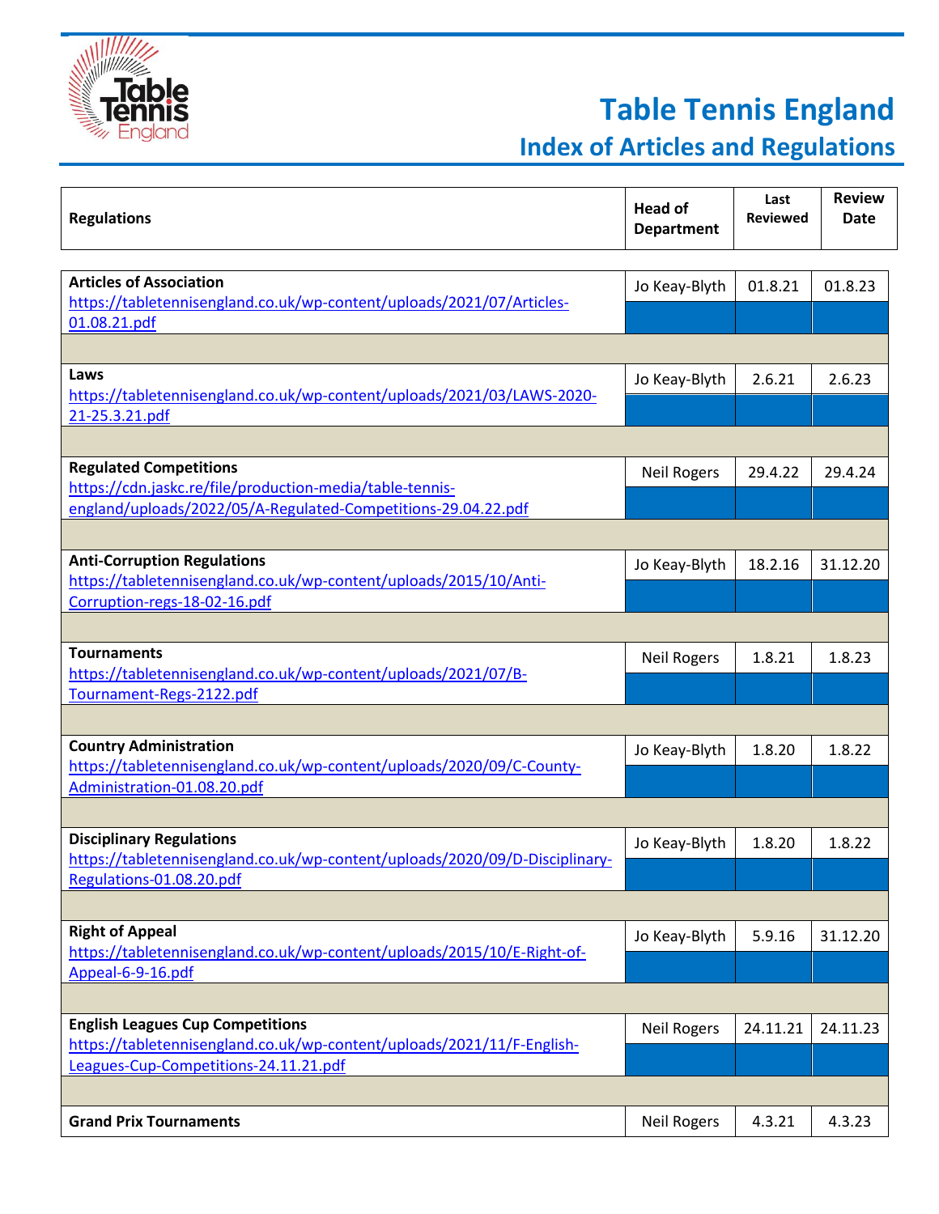# Table Tennis England

## Index of Articles and Regulations

| Regulations | Head of Department | Last Reviewed | Review Date |
|---|---|---|---|
| **Articles of Association**<br>https://tabletennisengland.co.uk/wp-content/uploads/2021/07/Articles-01.08.21.pdf | Jo Keay-Blyth | 01.8.21 | 01.8.23 |
| **Laws**<br>https://tabletennisengland.co.uk/wp-content/uploads/2021/03/LAWS-2020-21-25.3.21.pdf | Jo Keay-Blyth | 2.6.21 | 2.6.23 |
| **Regulated Competitions**<br>https://cdn.jaskc.re/file/production-media/table-tennis-england/uploads/2022/05/A-Regulated-Competitions-29.04.22.pdf | Neil Rogers | 29.4.22 | 29.4.24 |
| **Anti-Corruption Regulations**<br>https://tabletennisengland.co.uk/wp-content/uploads/2015/10/Anti-Corruption-regs-18-02-16.pdf | Jo Keay-Blyth | 18.2.16 | 31.12.20 |
| **Tournaments**<br>https://tabletennisengland.co.uk/wp-content/uploads/2021/07/B-Tournament-Regs-2122.pdf | Neil Rogers | 1.8.21 | 1.8.23 |
| **Country Administration**<br>https://tabletennisengland.co.uk/wp-content/uploads/2020/09/C-County-Administration-01.08.20.pdf | Jo Keay-Blyth | 1.8.20 | 1.8.22 |
| **Disciplinary Regulations**<br>https://tabletennisengland.co.uk/wp-content/uploads/2020/09/D-Disciplinary-Regulations-01.08.20.pdf | Jo Keay-Blyth | 1.8.20 | 1.8.22 |
| **Right of Appeal**<br>https://tabletennisengland.co.uk/wp-content/uploads/2015/10/E-Right-of-Appeal-6-9-16.pdf | Jo Keay-Blyth | 5.9.16 | 31.12.20 |
| **English Leagues Cup Competitions**<br>https://tabletennisengland.co.uk/wp-content/uploads/2021/11/F-English-Leagues-Cup-Competitions-24.11.21.pdf | Neil Rogers | 24.11.21 | 24.11.23 |
| **Grand Prix Tournaments** | Neil Rogers | 4.3.21 | 4.3.23 |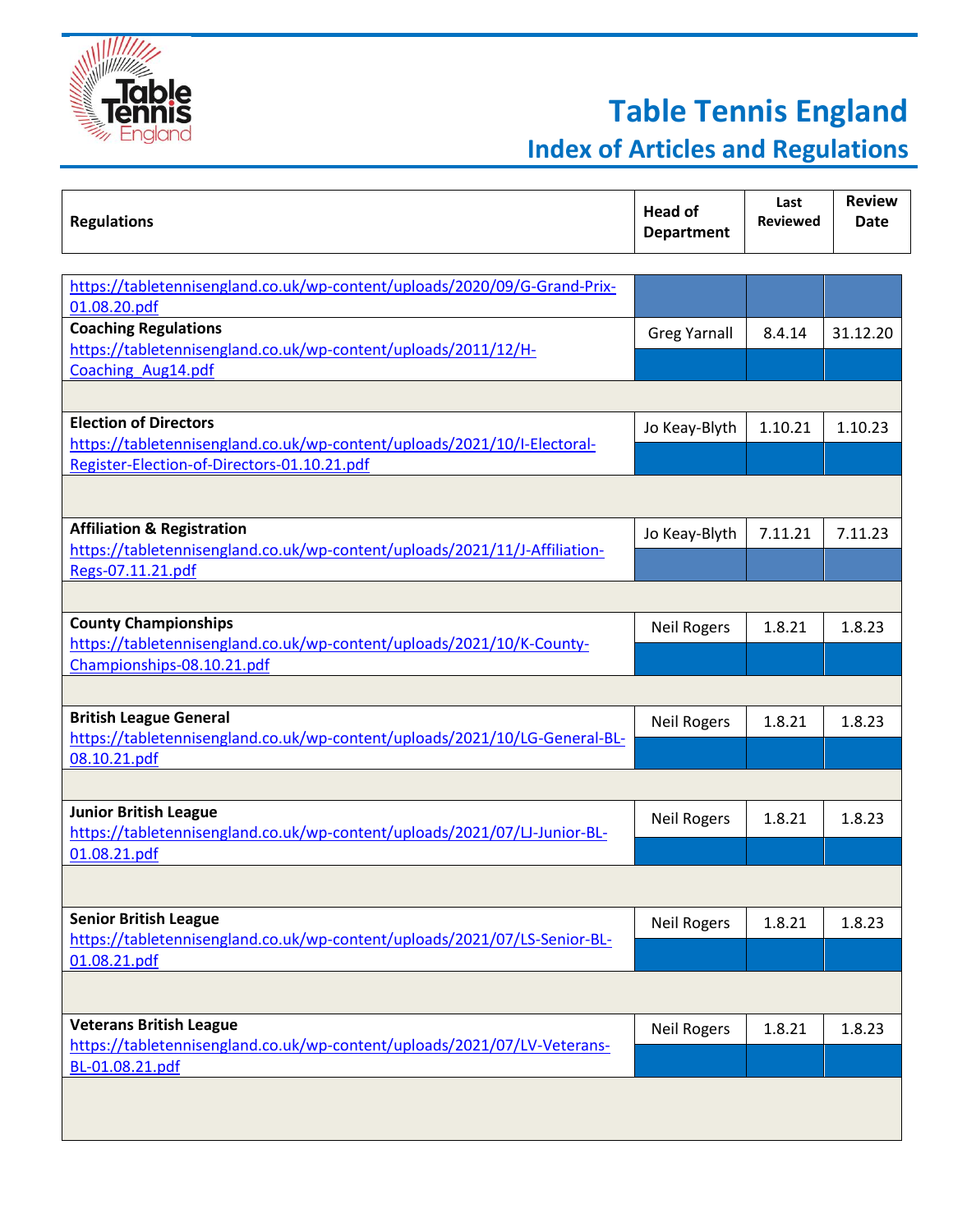# Table Tennis England

## Index of Articles and Regulations

| Regulations | Head of Department | Last Reviewed | Review Date |
|---|---|---|---|
| https://tabletennisengland.co.uk/wp-content/uploads/2020/09/G-Grand-Prix-01.08.20.pdf | | | |
| **Coaching Regulations** https://tabletennisengland.co.uk/wp-content/uploads/2011/12/H-Coaching_Aug14.pdf | Greg Yarnall | 8.4.14 | 31.12.20 |
| **Election of Directors** https://tabletennisengland.co.uk/wp-content/uploads/2021/10/I-Electoral-Register-Election-of-Directors-01.10.21.pdf | Jo Keay-Blyth | 1.10.21 | 1.10.23 |
| **Affiliation & Registration** https://tabletennisengland.co.uk/wp-content/uploads/2021/11/J-Affiliation-Regs-07.11.21.pdf | Jo Keay-Blyth | 7.11.21 | 7.11.23 |
| **County Championships** https://tabletennisengland.co.uk/wp-content/uploads/2021/10/K-County-Championships-08.10.21.pdf | Neil Rogers | 1.8.21 | 1.8.23 |
| **British League General** https://tabletennisengland.co.uk/wp-content/uploads/2021/10/LG-General-BL-08.10.21.pdf | Neil Rogers | 1.8.21 | 1.8.23 |
| **Junior British League** https://tabletennisengland.co.uk/wp-content/uploads/2021/07/LJ-Junior-BL-01.08.21.pdf | Neil Rogers | 1.8.21 | 1.8.23 |
| **Senior British League** https://tabletennisengland.co.uk/wp-content/uploads/2021/07/LS-Senior-BL-01.08.21.pdf | Neil Rogers | 1.8.21 | 1.8.23 |
| **Veterans British League** https://tabletennisengland.co.uk/wp-content/uploads/2021/07/LV-Veterans-BL-01.08.21.pdf | Neil Rogers | 1.8.21 | 1.8.23 |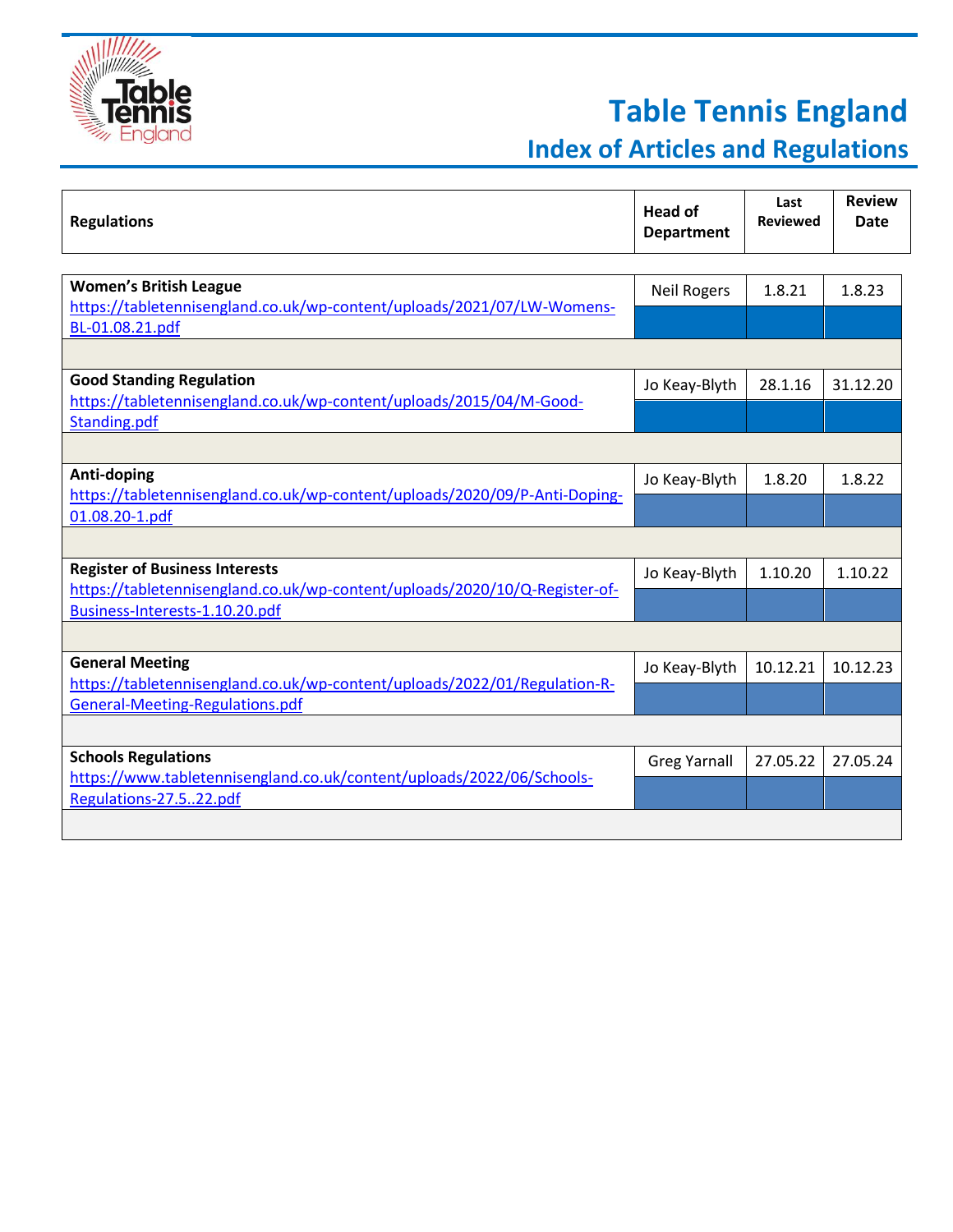# Table Tennis England

## Index of Articles and Regulations

| Regulations | Head of Department | Last Reviewed | Review Date |
|---|---|---|---|
| **Women's British League** https://tabletennisengland.co.uk/wp-content/uploads/2021/07/LW-Womens-BL-01.08.21.pdf | Neil Rogers | 1.8.21 | 1.8.23 |
| **Good Standing Regulation** https://tabletennisengland.co.uk/wp-content/uploads/2015/04/M-Good-Standing.pdf | Jo Keay-Blyth | 28.1.16 | 31.12.20 |
| **Anti-doping** https://tabletennisengland.co.uk/wp-content/uploads/2020/09/P-Anti-Doping-01.08.20-1.pdf | Jo Keay-Blyth | 1.8.20 | 1.8.22 |
| **Register of Business Interests** https://tabletennisengland.co.uk/wp-content/uploads/2020/10/Q-Register-of-Business-Interests-1.10.20.pdf | Jo Keay-Blyth | 1.10.20 | 1.10.22 |
| **General Meeting** https://tabletennisengland.co.uk/wp-content/uploads/2022/01/Regulation-R-General-Meeting-Regulations.pdf | Jo Keay-Blyth | 10.12.21 | 10.12.23 |
| **Schools Regulations** https://www.tabletennisengland.co.uk/content/uploads/2022/06/Schools-Regulations-27.5..22.pdf | Greg Yarnall | 27.05.22 | 27.05.24 |